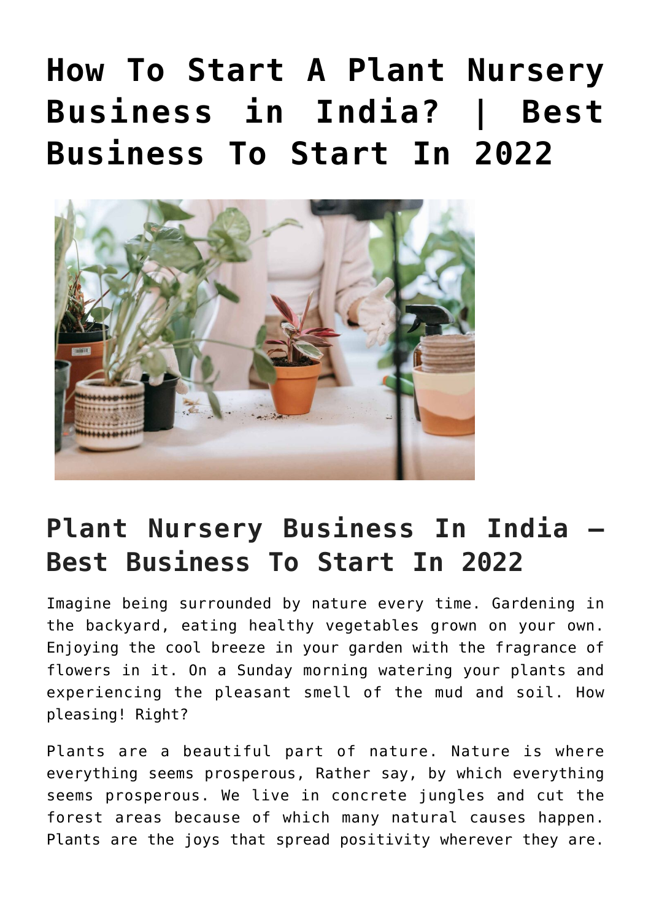# How To Start A Plant Nursery Business in India? | Best Business To Start In 2022

## Plant Nursery Business In India – Best Business To Start In 2022

Imagine being surrounded by nature every time. Gardening in the backyard, eating healthy vegetables grown on your own. Enjoying the cool breeze in your garden with the fragrance of flowers in it. On a Sunday morning watering your plants and experiencing the pleasant smell of the mud and soil. How pleasing! Right?

Plants are a beautiful part of nature. Nature is where everything seems prosperous, Rather say, by which everything seems prosperous. We live in concrete jungles and cut the forest areas because of which many natural causes happen. Plants are the joys that spread positivity wherever they are.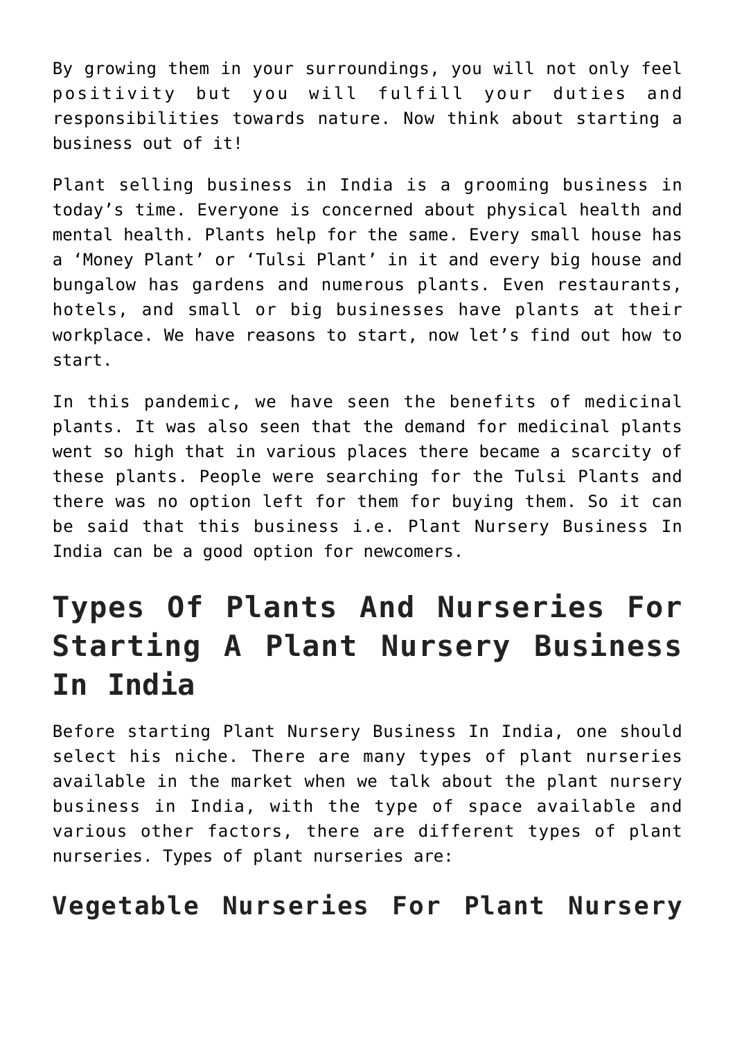By growing them in your surroundings, you will not only feel positivity but you will fulfill your duties and responsibilities towards nature. Now think about starting a business out of it!

Plant selling business in India is a grooming business in today's time. Everyone is concerned about physical health and mental health. Plants help for the same. Every small house has a 'Money Plant' or 'Tulsi Plant' in it and every big house and bungalow has gardens and numerous plants. Even restaurants, hotels, and small or big businesses have plants at their workplace. We have reasons to start, now let's find out how to start.

In this pandemic, we have seen the benefits of medicinal plants. It was also seen that the demand for medicinal plants went so high that in various places there became a scarcity of these plants. People were searching for the Tulsi Plants and there was no option left for them for buying them. So it can be said that this business i.e. Plant Nursery Business In India can be a good option for newcomers.

# Types Of Plants And Nurseries For Starting A Plant Nursery Business In India

Before starting Plant Nursery Business In India, one should select his niche. There are many types of plant nurseries available in the market when we talk about the plant nursery business in India, with the type of space available and various other factors, there are different types of plant nurseries. Types of plant nurseries are:

## Vegetable Nurseries For Plant Nursery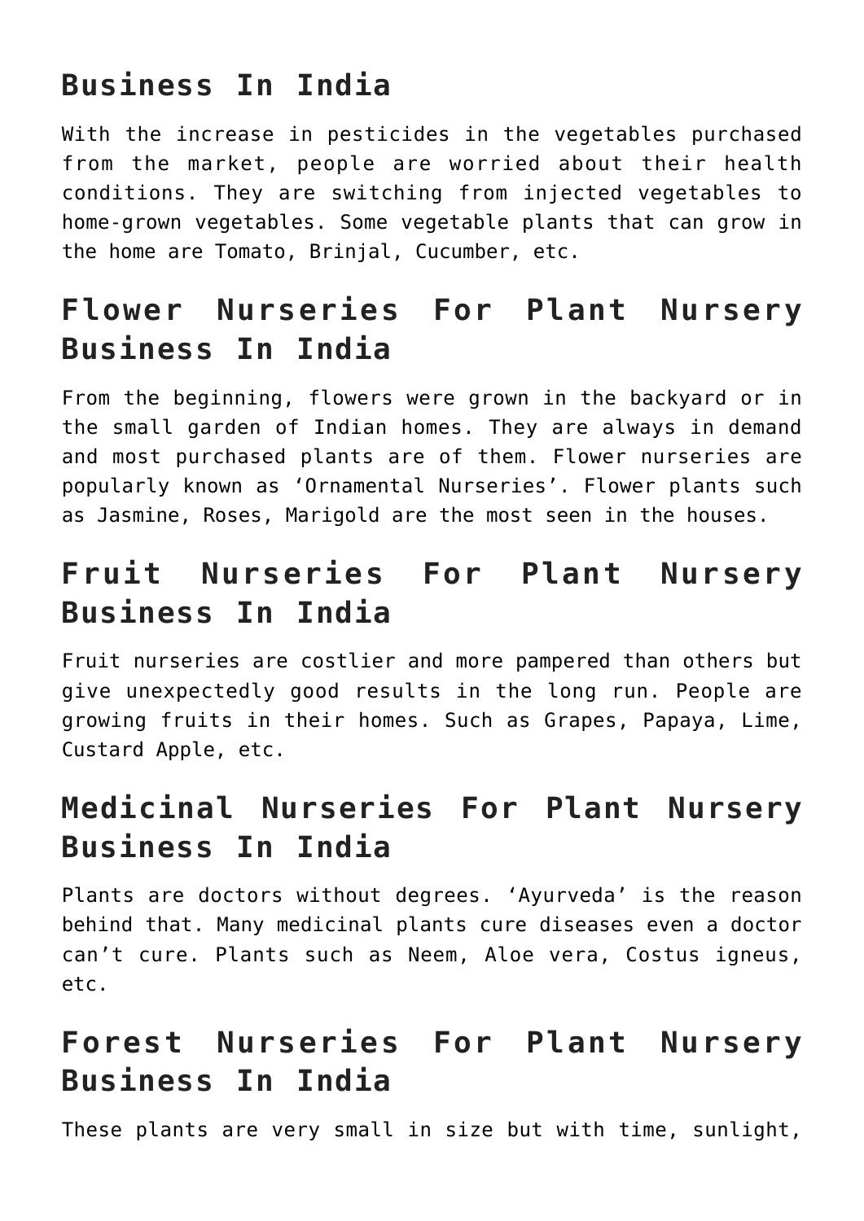## Business In India

With the increase in pesticides in the vegetables purchased from the market, people are worried about their health conditions. They are switching from injected vegetables to home-grown vegetables. Some vegetable plants that can grow in the home are Tomato, Brinjal, Cucumber, etc.

## Flower Nurseries For Plant Nursery Business In India

From the beginning, flowers were grown in the backyard or in the small garden of Indian homes. They are always in demand and most purchased plants are of them. Flower nurseries are popularly known as 'Ornamental Nurseries'. Flower plants such as Jasmine, Roses, Marigold are the most seen in the houses.

## Fruit Nurseries For Plant Nursery Business In India

Fruit nurseries are costlier and more pampered than others but give unexpectedly good results in the long run. People are growing fruits in their homes. Such as Grapes, Papaya, Lime, Custard Apple, etc.

## Medicinal Nurseries For Plant Nursery Business In India

Plants are doctors without degrees. 'Ayurveda' is the reason behind that. Many medicinal plants cure diseases even a doctor can't cure. Plants such as Neem, Aloe vera, Costus igneus, etc.

## Forest Nurseries For Plant Nursery Business In India

These plants are very small in size but with time, sunlight,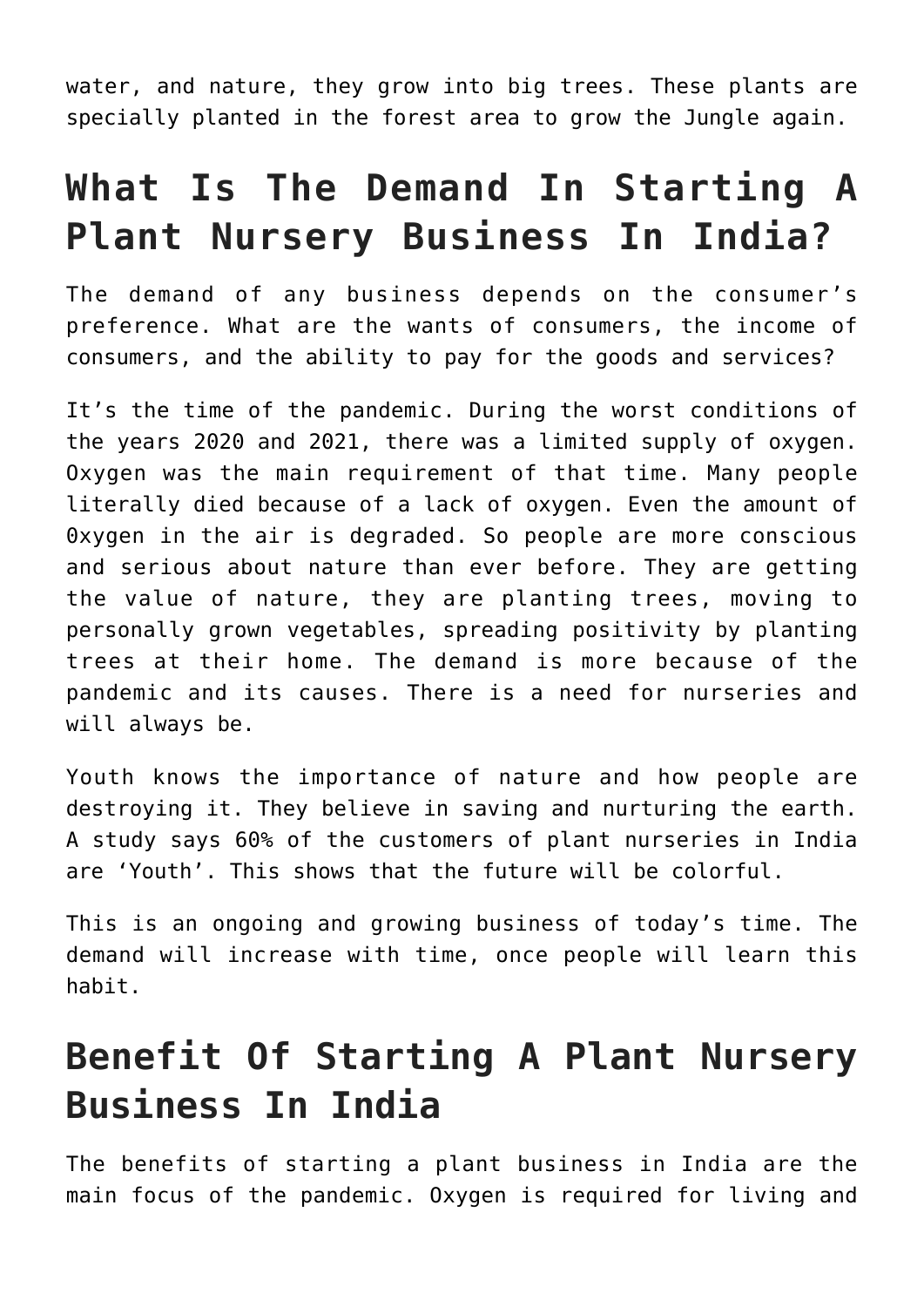water, and nature, they grow into big trees. These plants are specially planted in the forest area to grow the Jungle again.

## What Is The Demand In Starting A Plant Nursery Business In India?

The demand of any business depends on the consumer's preference. What are the wants of consumers, the income of consumers, and the ability to pay for the goods and services?

It's the time of the pandemic. During the worst conditions of the years 2020 and 2021, there was a limited supply of oxygen. Oxygen was the main requirement of that time. Many people literally died because of a lack of oxygen. Even the amount of 0xygen in the air is degraded. So people are more conscious and serious about nature than ever before. They are getting the value of nature, they are planting trees, moving to personally grown vegetables, spreading positivity by planting trees at their home. The demand is more because of the pandemic and its causes. There is a need for nurseries and will always be.

Youth knows the importance of nature and how people are destroying it. They believe in saving and nurturing the earth. A study says 60% of the customers of plant nurseries in India are 'Youth'. This shows that the future will be colorful.

This is an ongoing and growing business of today's time. The demand will increase with time, once people will learn this habit.

## Benefit Of Starting A Plant Nursery Business In India

The benefits of starting a plant business in India are the main focus of the pandemic. Oxygen is required for living and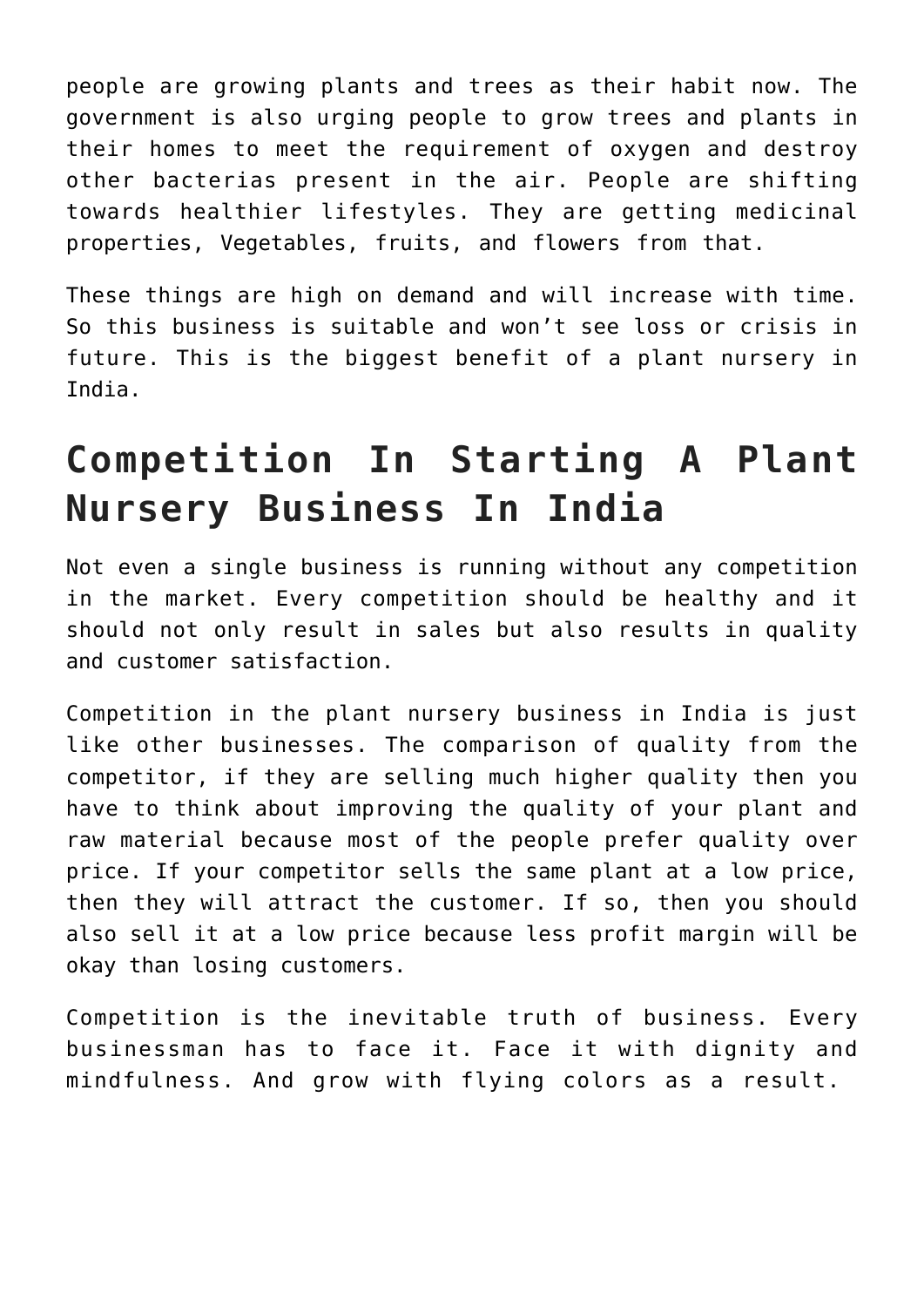people are growing plants and trees as their habit now. The government is also urging people to grow trees and plants in their homes to meet the requirement of oxygen and destroy other bacterias present in the air. People are shifting towards healthier lifestyles. They are getting medicinal properties, Vegetables, fruits, and flowers from that.

These things are high on demand and will increase with time. So this business is suitable and won't see loss or crisis in future. This is the biggest benefit of a plant nursery in India.

# Competition In Starting A Plant Nursery Business In India

Not even a single business is running without any competition in the market. Every competition should be healthy and it should not only result in sales but also results in quality and customer satisfaction.

Competition in the plant nursery business in India is just like other businesses. The comparison of quality from the competitor, if they are selling much higher quality then you have to think about improving the quality of your plant and raw material because most of the people prefer quality over price. If your competitor sells the same plant at a low price, then they will attract the customer. If so, then you should also sell it at a low price because less profit margin will be okay than losing customers.

Competition is the inevitable truth of business. Every businessman has to face it. Face it with dignity and mindfulness. And grow with flying colors as a result.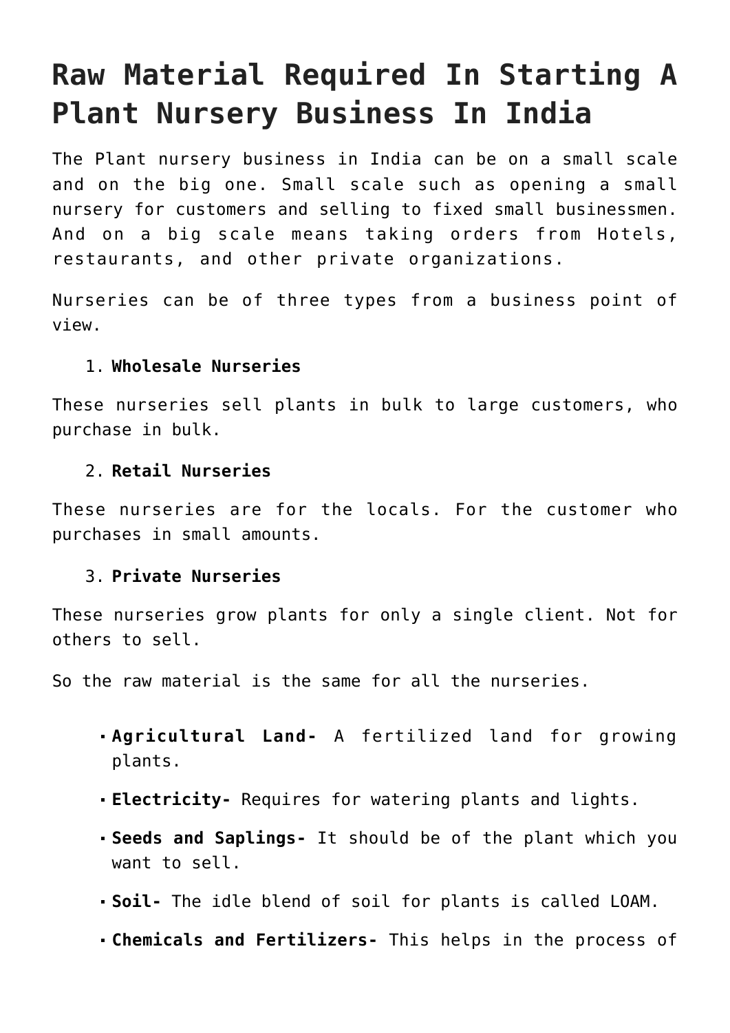# Raw Material Required In Starting A Plant Nursery Business In India

The Plant nursery business in India can be on a small scale and on the big one. Small scale such as opening a small nursery for customers and selling to fixed small businessmen. And on a big scale means taking orders from Hotels, restaurants, and other private organizations.

Nurseries can be of three types from a business point of view.

1. **Wholesale Nurseries**

These nurseries sell plants in bulk to large customers, who purchase in bulk.

2. **Retail Nurseries**

These nurseries are for the locals. For the customer who purchases in small amounts.

3. **Private Nurseries**

These nurseries grow plants for only a single client. Not for others to sell.

So the raw material is the same for all the nurseries.

- **Agricultural Land-** A fertilized land for growing plants.
- **Electricity-** Requires for watering plants and lights.
- **Seeds and Saplings-** It should be of the plant which you want to sell.
- **Soil-** The idle blend of soil for plants is called LOAM.
- **Chemicals and Fertilizers-** This helps in the process of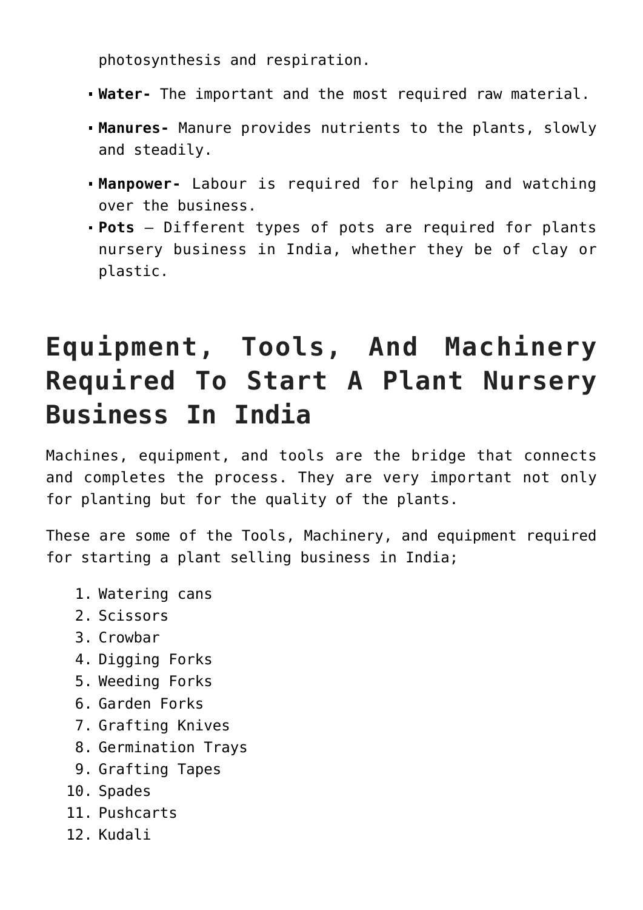photosynthesis and respiration.

- **Water-** The important and the most required raw material.
- **Manures-** Manure provides nutrients to the plants, slowly and steadily.
- **Manpower-** Labour is required for helping and watching over the business.
- **Pots** – Different types of pots are required for plants nursery business in India, whether they be of clay or plastic.

# Equipment, Tools, And Machinery Required To Start A Plant Nursery Business In India

Machines, equipment, and tools are the bridge that connects and completes the process. They are very important not only for planting but for the quality of the plants.

These are some of the Tools, Machinery, and equipment required for starting a plant selling business in India;

1. Watering cans
2. Scissors
3. Crowbar
4. Digging Forks
5. Weeding Forks
6. Garden Forks
7. Grafting Knives
8. Germination Trays
9. Grafting Tapes
10. Spades
11. Pushcarts
12. Kudali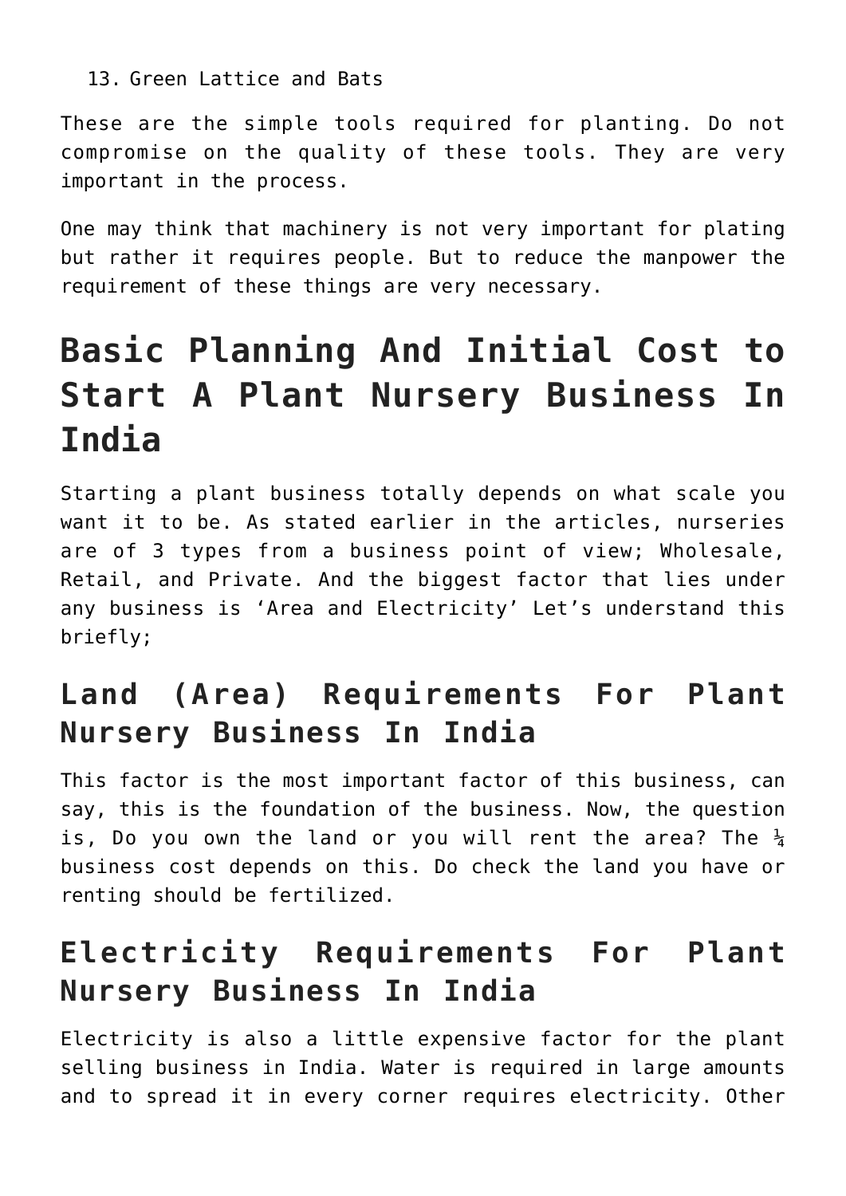13. Green Lattice and Bats

These are the simple tools required for planting. Do not compromise on the quality of these tools. They are very important in the process.

One may think that machinery is not very important for plating but rather it requires people. But to reduce the manpower the requirement of these things are very necessary.

# Basic Planning And Initial Cost to Start A Plant Nursery Business In India

Starting a plant business totally depends on what scale you want it to be. As stated earlier in the articles, nurseries are of 3 types from a business point of view; Wholesale, Retail, and Private. And the biggest factor that lies under any business is 'Area and Electricity' Let's understand this briefly;

## Land (Area) Requirements For Plant Nursery Business In India

This factor is the most important factor of this business, can say, this is the foundation of the business. Now, the question is, Do you own the land or you will rent the area? The ¼ business cost depends on this. Do check the land you have or renting should be fertilized.

## Electricity Requirements For Plant Nursery Business In India

Electricity is also a little expensive factor for the plant selling business in India. Water is required in large amounts and to spread it in every corner requires electricity. Other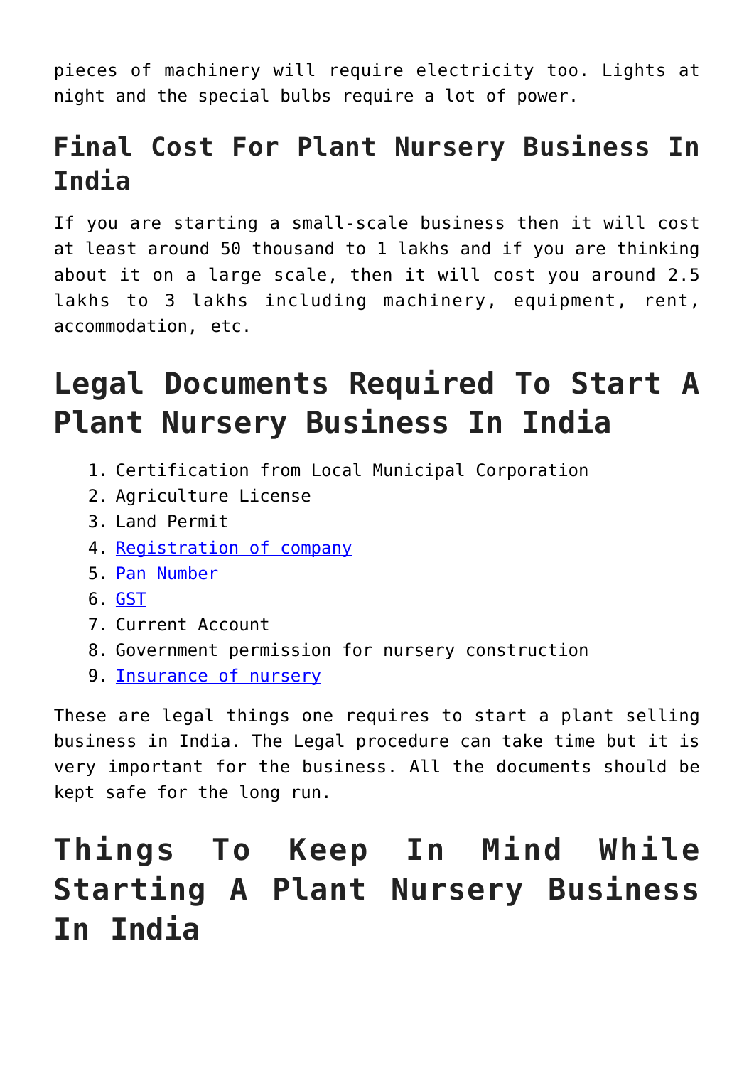pieces of machinery will require electricity too. Lights at night and the special bulbs require a lot of power.

### Final Cost For Plant Nursery Business In India

If you are starting a small-scale business then it will cost at least around 50 thousand to 1 lakhs and if you are thinking about it on a large scale, then it will cost you around 2.5 lakhs to 3 lakhs including machinery, equipment, rent, accommodation, etc.

## Legal Documents Required To Start A Plant Nursery Business In India

1. Certification from Local Municipal Corporation
2. Agriculture License
3. Land Permit
4. Registration of company
5. Pan Number
6. GST
7. Current Account
8. Government permission for nursery construction
9. Insurance of nursery

These are legal things one requires to start a plant selling business in India. The Legal procedure can take time but it is very important for the business. All the documents should be kept safe for the long run.

## Things To Keep In Mind While Starting A Plant Nursery Business In India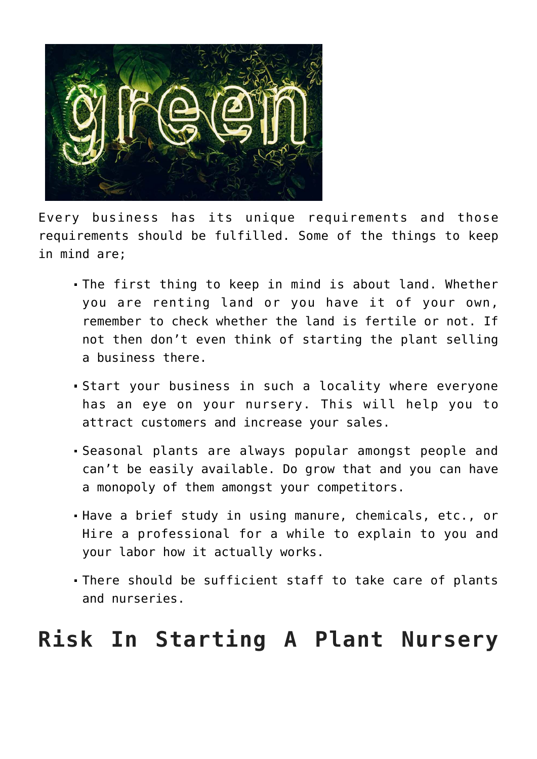Every business has its unique requirements and those requirements should be fulfilled. Some of the things to keep in mind are;

- The first thing to keep in mind is about land. Whether you are renting land or you have it of your own, remember to check whether the land is fertile or not. If not then don't even think of starting the plant selling a business there.
- Start your business in such a locality where everyone has an eye on your nursery. This will help you to attract customers and increase your sales.
- Seasonal plants are always popular amongst people and can't be easily available. Do grow that and you can have a monopoly of them amongst your competitors.
- Have a brief study in using manure, chemicals, etc., or Hire a professional for a while to explain to you and your labor how it actually works.
- There should be sufficient staff to take care of plants and nurseries.

## Risk In Starting A Plant Nursery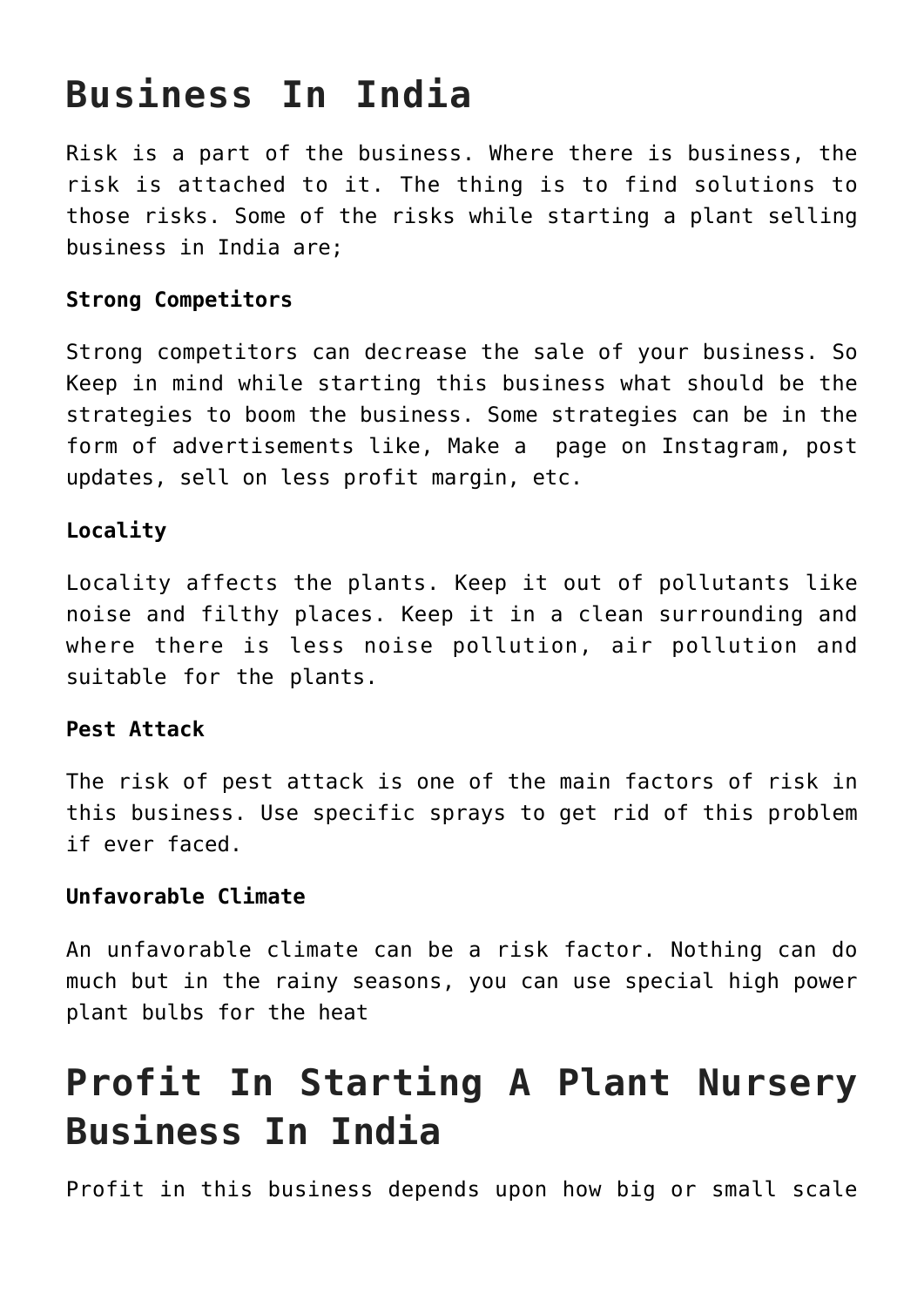# Business In India

Risk is a part of the business. Where there is business, the risk is attached to it. The thing is to find solutions to those risks. Some of the risks while starting a plant selling business in India are;

**Strong Competitors**

Strong competitors can decrease the sale of your business. So Keep in mind while starting this business what should be the strategies to boom the business. Some strategies can be in the form of advertisements like, Make a page on Instagram, post updates, sell on less profit margin, etc.

**Locality**

Locality affects the plants. Keep it out of pollutants like noise and filthy places. Keep it in a clean surrounding and where there is less noise pollution, air pollution and suitable for the plants.

**Pest Attack**

The risk of pest attack is one of the main factors of risk in this business. Use specific sprays to get rid of this problem if ever faced.

**Unfavorable Climate**

An unfavorable climate can be a risk factor. Nothing can do much but in the rainy seasons, you can use special high power plant bulbs for the heat

# Profit In Starting A Plant Nursery Business In India

Profit in this business depends upon how big or small scale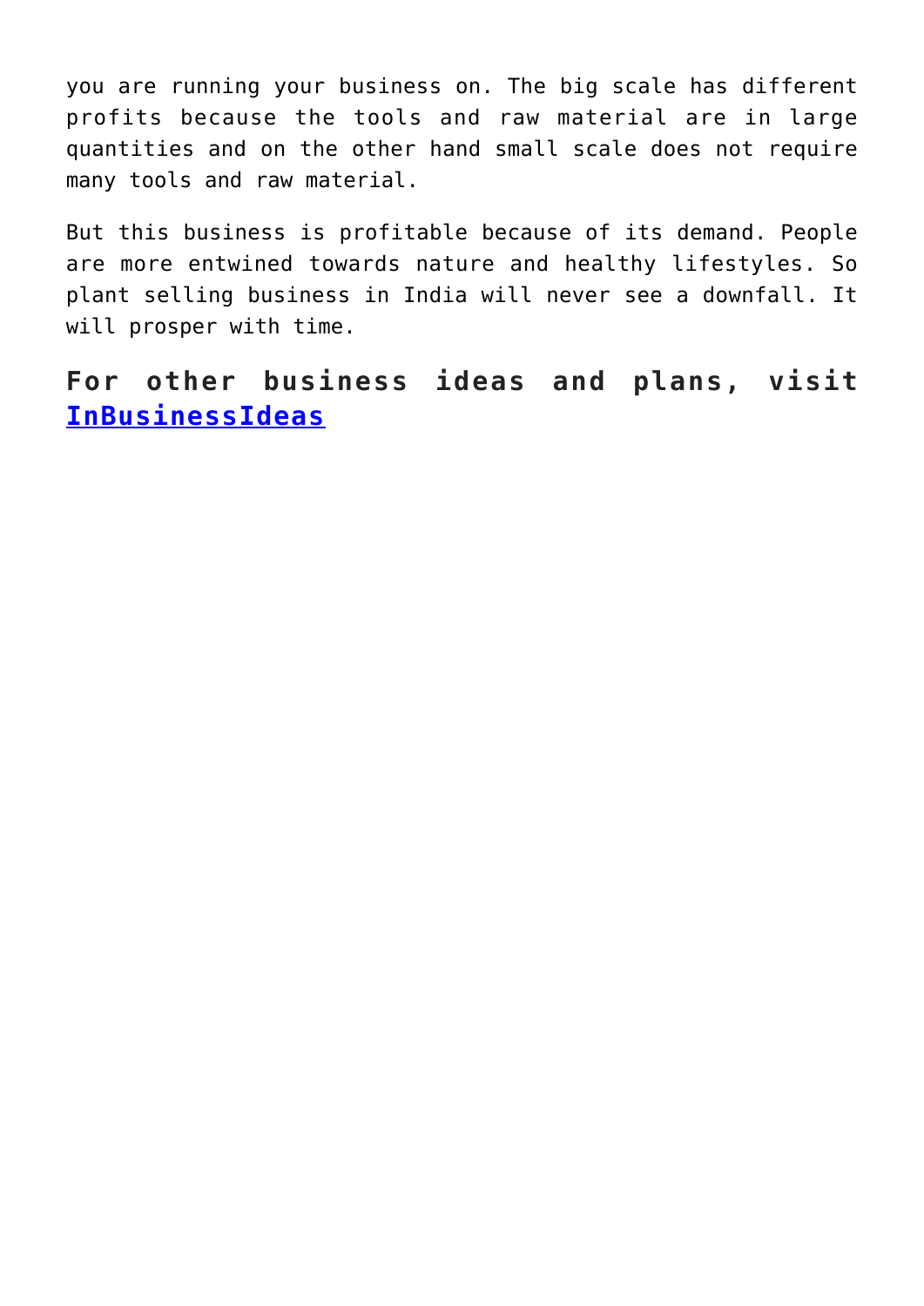you are running your business on. The big scale has different profits because the tools and raw material are in large quantities and on the other hand small scale does not require many tools and raw material.

But this business is profitable because of its demand. People are more entwined towards nature and healthy lifestyles. So plant selling business in India will never see a downfall. It will prosper with time.

### For other business ideas and plans, visit [InBusinessIdeas]